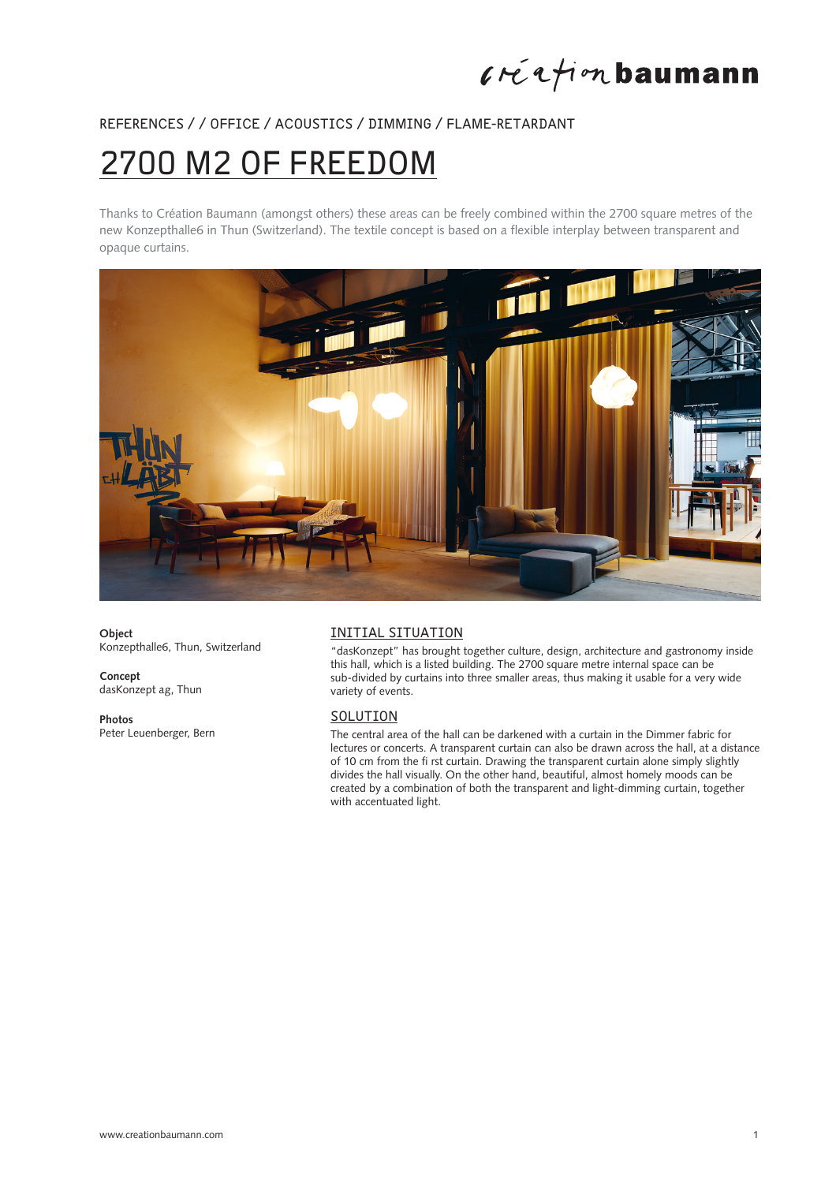REFERENCES / / OFFICE / ACOUSTICS / DIMMING / FLAME-RETARDANT

# 2700 M2 OF FREEDOM

Thanks to Création Baumann (amongst others) these areas can be freely combined within the 2700 square metres of the new Konzepthalle6 in Thun (Switzerland). The textile concept is based on a flexible interplay between transparent and opaque curtains.

**Object**
Konzepthalle6, Thun, Switzerland

**Concept**
dasKonzept ag, Thun

**Photos**
Peter Leuenberger, Bern

## INITIAL SITUATION

"dasKonzept" has brought together culture, design, architecture and gastronomy inside this hall, which is a listed building. The 2700 square metre internal space can be sub-divided by curtains into three smaller areas, thus making it usable for a very wide variety of events.

## SOLUTION

The central area of the hall can be darkened with a curtain in the Dimmer fabric for lectures or concerts. A transparent curtain can also be drawn across the hall, at a distance of 10 cm from the fi rst curtain. Drawing the transparent curtain alone simply slightly divides the hall visually. On the other hand, beautiful, almost homely moods can be created by a combination of both the transparent and light-dimming curtain, together with accentuated light.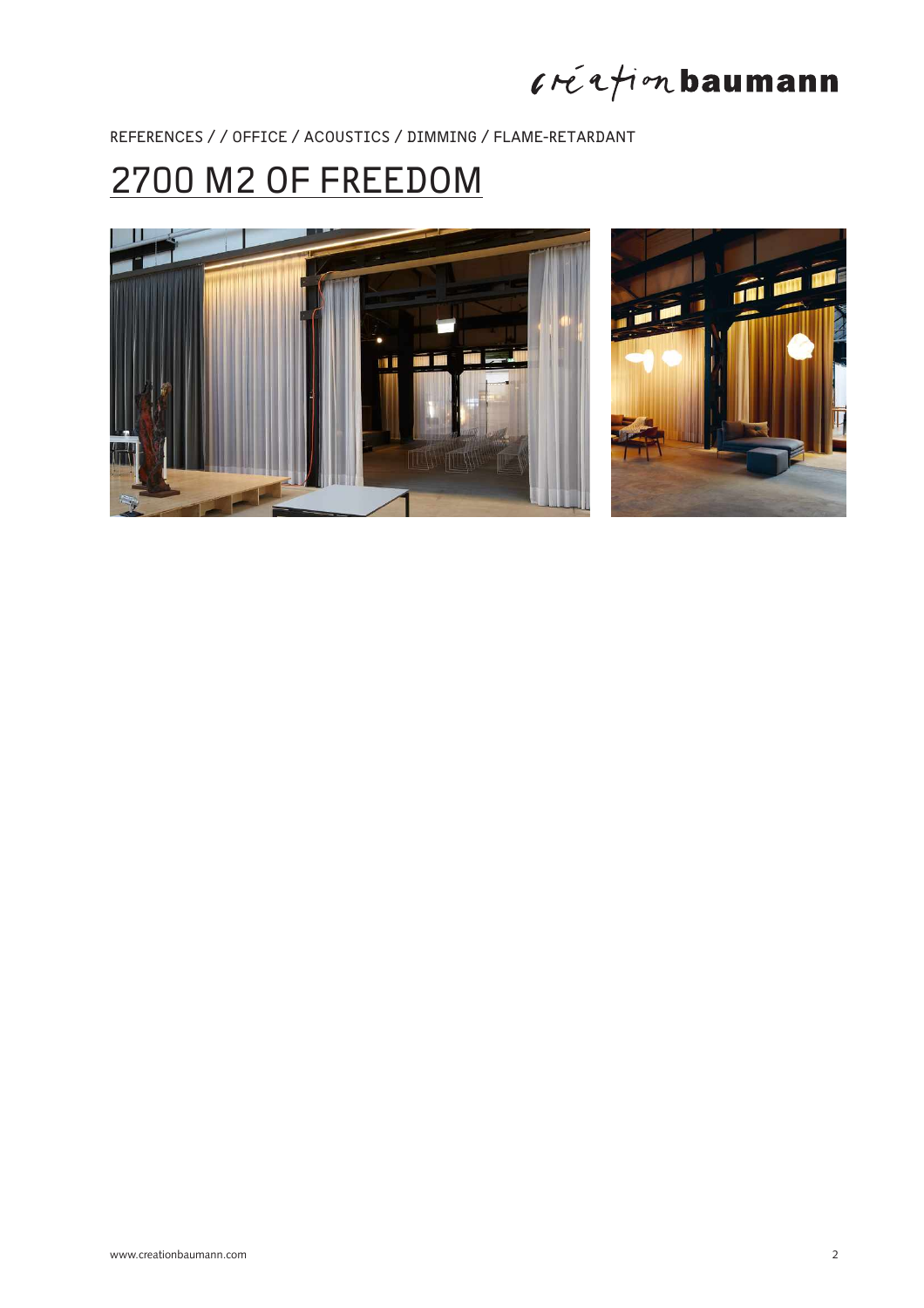REFERENCES / / OFFICE / ACOUSTICS / DIMMING / FLAME-RETARDANT

# 2700 M2 OF FREEDOM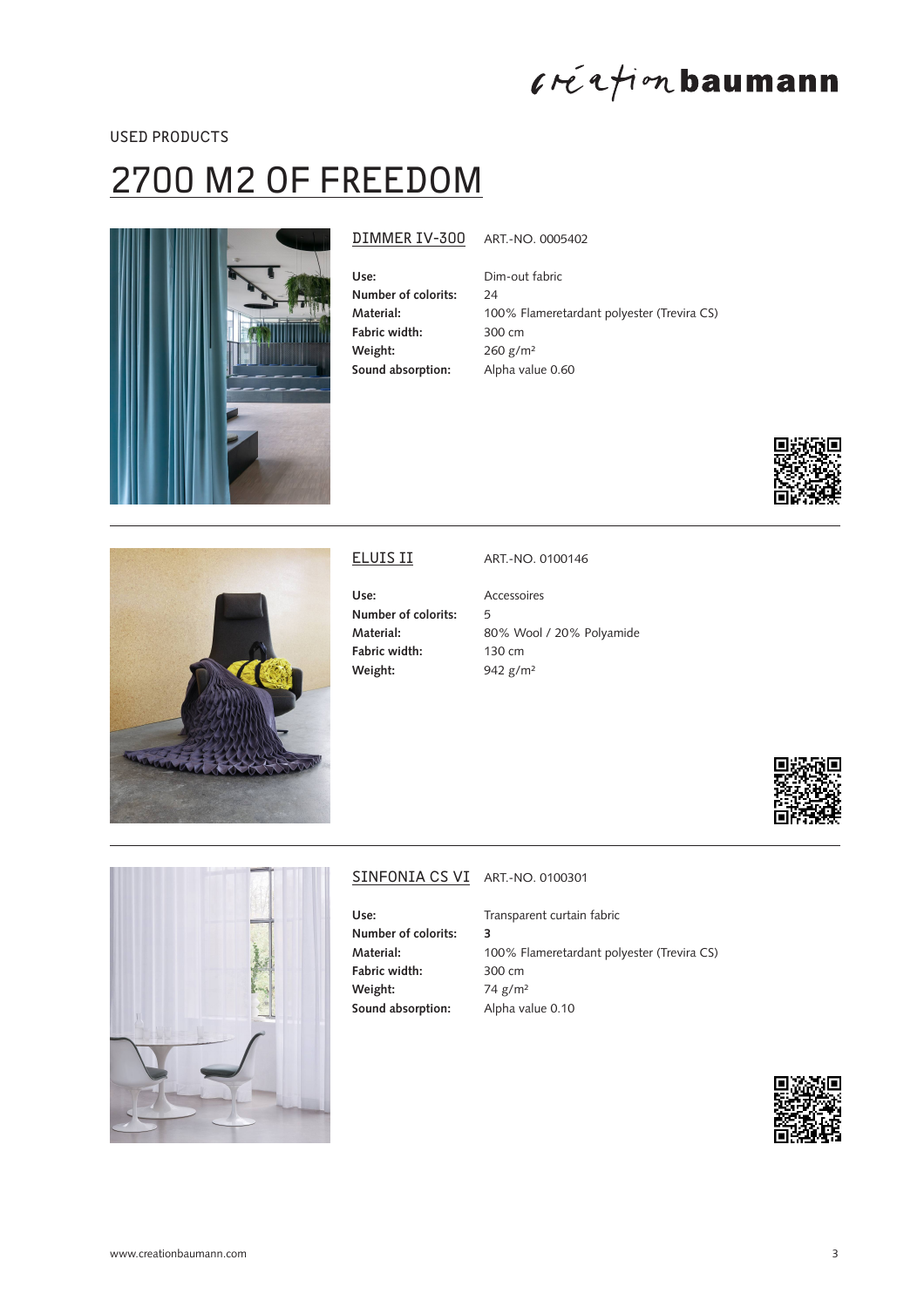USED PRODUCTS

# 2700 M2 OF FREEDOM

## DIMMER IV-300

ART.-NO. 0005402

**Use:** Dim-out fabric
**Number of colorits:** 24
**Material:** 100% Flameretardant polyester (Trevira CS)
**Fabric width:** 300 cm
**Weight:** 260 g/m²
**Sound absorption:** Alpha value 0.60

## ELUIS II

ART.-NO. 0100146

**Use:** Accessoires
**Number of colorits:** 5
**Material:** 80% Wool / 20% Polyamide
**Fabric width:** 130 cm
**Weight:** 942 g/m²

## SINFONIA CS VI

ART.-NO. 0100301

**Use:** Transparent curtain fabric
**Number of colorits:** 3
**Material:** 100% Flameretardant polyester (Trevira CS)
**Fabric width:** 300 cm
**Weight:** 74 g/m²
**Sound absorption:** Alpha value 0.10

www.creationbaumann.com